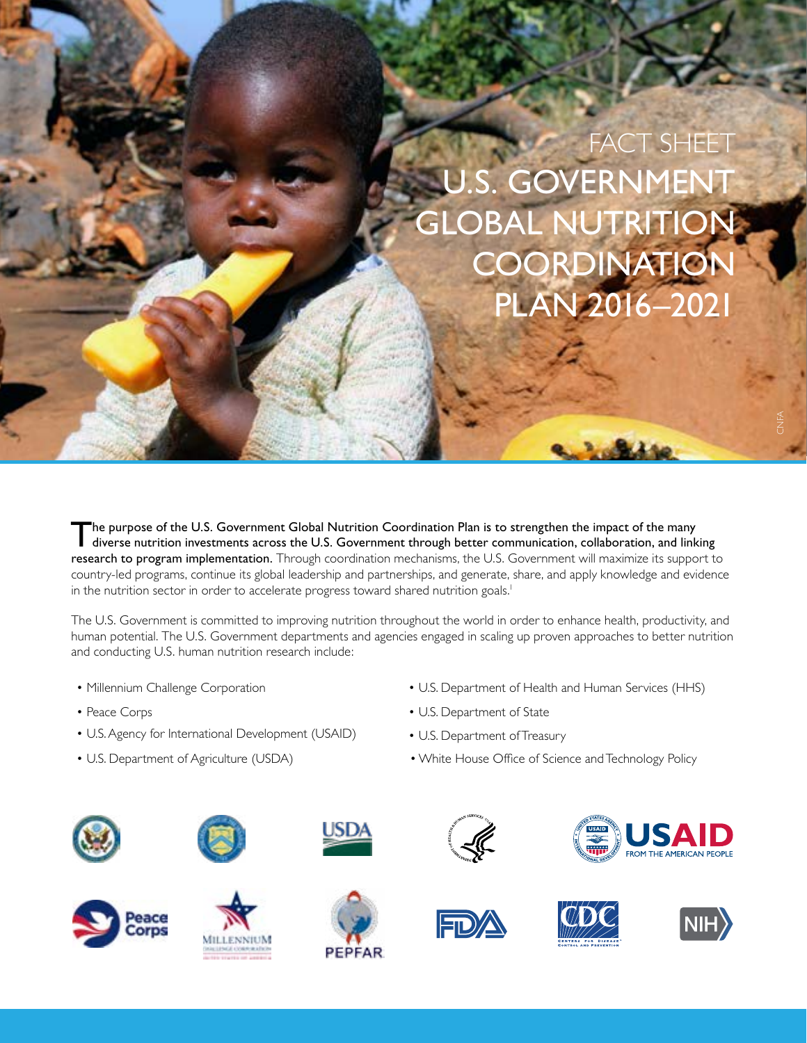# FACT SHEET

# U.S. GOVERNMENT GLOBAL NUTRITION COORDINATION PLAN 2016–2021

**The purpose of the U.S. Government Global Nutrition Coordination Plan is to strengthen the impact of the many diverse nutrition investments across the U.S. Government through better communication, collaboration, and linking research to program implementation.** Through coordination mechanisms, the U.S. Government will maximize its support to country-led programs, continue its global leadership and partnerships, and generate, share, and apply knowledge and evidence in the nutrition sector in order to accelerate progress toward shared nutrition goals.[1]

The U.S. Government is committed to improving nutrition throughout the world in order to enhance health, productivity, and human potential. The U.S. Government departments and agencies engaged in scaling up proven approaches to better nutrition and conducting U.S. human nutrition research include:

- Millennium Challenge Corporation
- Peace Corps
- U.S. Agency for International Development (USAID)
- U.S. Department of Agriculture (USDA)
- U.S. Department of Health and Human Services (HHS)
- U.S. Department of State
- U.S. Department of Treasury
- White House Office of Science and Technology Policy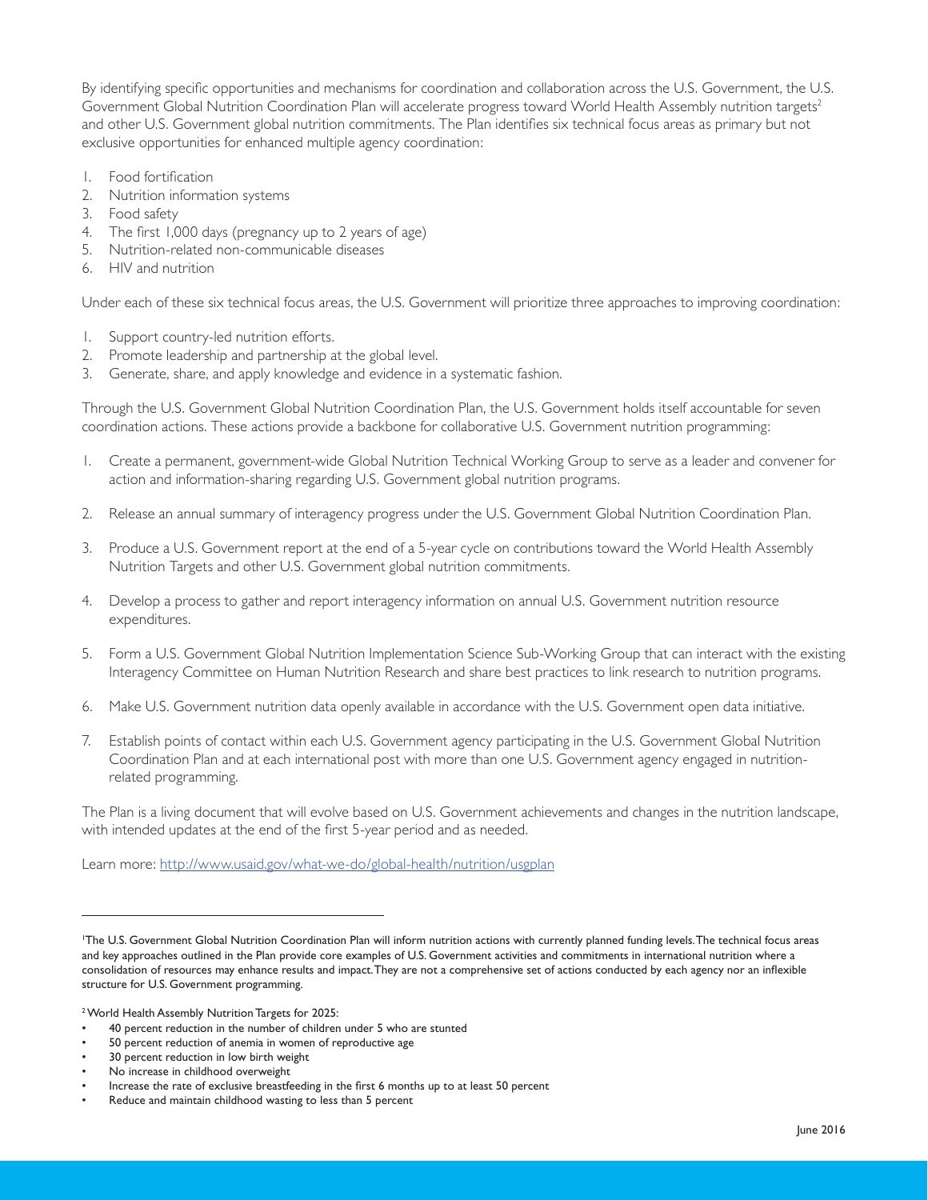By identifying specific opportunities and mechanisms for coordination and collaboration across the U.S. Government, the U.S. Government Global Nutrition Coordination Plan will accelerate progress toward World Health Assembly nutrition targets[2] and other U.S. Government global nutrition commitments. The Plan identifies six technical focus areas as primary but not exclusive opportunities for enhanced multiple agency coordination:

1. Food fortification
2. Nutrition information systems
3. Food safety
4. The first 1,000 days (pregnancy up to 2 years of age)
5. Nutrition-related non-communicable diseases
6. HIV and nutrition

Under each of these six technical focus areas, the U.S. Government will prioritize three approaches to improving coordination:

1. Support country-led nutrition efforts.
2. Promote leadership and partnership at the global level.
3. Generate, share, and apply knowledge and evidence in a systematic fashion.

Through the U.S. Government Global Nutrition Coordination Plan, the U.S. Government holds itself accountable for seven coordination actions. These actions provide a backbone for collaborative U.S. Government nutrition programming:

1. Create a permanent, government-wide Global Nutrition Technical Working Group to serve as a leader and convener for action and information-sharing regarding U.S. Government global nutrition programs.

2. Release an annual summary of interagency progress under the U.S. Government Global Nutrition Coordination Plan.

3. Produce a U.S. Government report at the end of a 5-year cycle on contributions toward the World Health Assembly Nutrition Targets and other U.S. Government global nutrition commitments.

4. Develop a process to gather and report interagency information on annual U.S. Government nutrition resource expenditures.

5. Form a U.S. Government Global Nutrition Implementation Science Sub-Working Group that can interact with the existing Interagency Committee on Human Nutrition Research and share best practices to link research to nutrition programs.

6. Make U.S. Government nutrition data openly available in accordance with the U.S. Government open data initiative.

7. Establish points of contact within each U.S. Government agency participating in the U.S. Government Global Nutrition Coordination Plan and at each international post with more than one U.S. Government agency engaged in nutrition-related programming.

The Plan is a living document that will evolve based on U.S. Government achievements and changes in the nutrition landscape, with intended updates at the end of the first 5-year period and as needed.

Learn more: [http://www.usaid.gov/what-we-do/global-health/nutrition/usgplan](http://www.usaid.gov/what-we-do/global-health/nutrition/usgplan)

---

[1]The U.S. Government Global Nutrition Coordination Plan will inform nutrition actions with currently planned funding levels. The technical focus areas and key approaches outlined in the Plan provide core examples of U.S. Government activities and commitments in international nutrition where a consolidation of resources may enhance results and impact. They are not a comprehensive set of actions conducted by each agency nor an inflexible structure for U.S. Government programming.

[2] World Health Assembly Nutrition Targets for 2025:

- 40 percent reduction in the number of children under 5 who are stunted
- 50 percent reduction of anemia in women of reproductive age
- 30 percent reduction in low birth weight
- No increase in childhood overweight
- Increase the rate of exclusive breastfeeding in the first 6 months up to at least 50 percent
- Reduce and maintain childhood wasting to less than 5 percent

June 2016